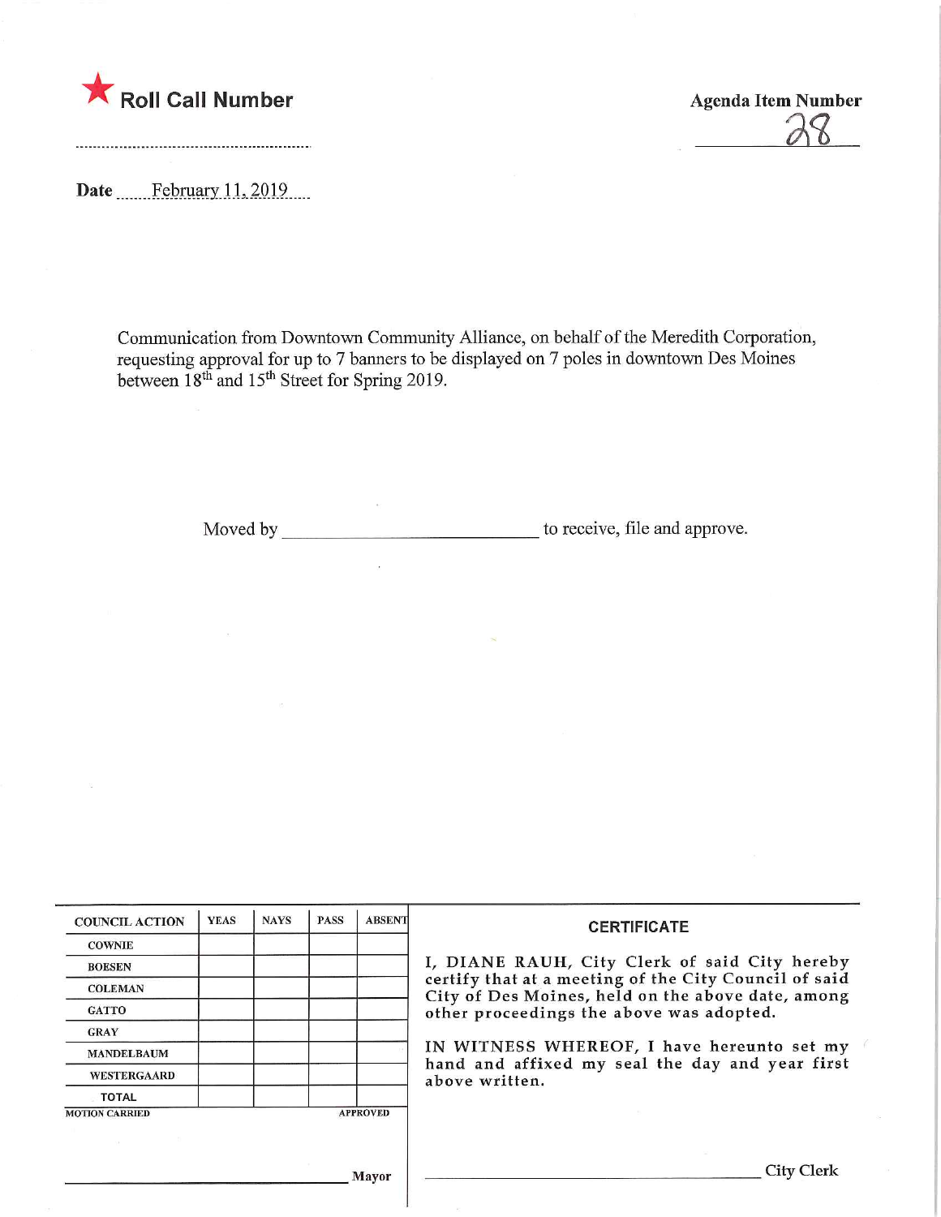★ **Roll Call Number**

**Agenda Item Number**

28

**Date** February 11, 2019

Communication from Downtown Community Alliance, on behalf of the Meredith Corporation, requesting approval for up to 7 banners to be displayed on 7 poles in downtown Des Moines between 18th and 15th Street for Spring 2019.

Moved by \_\_\_\_\_\_\_\_\_\_\_\_\_\_\_\_\_\_\_\_\_\_\_\_\_\_\_\_ to receive, file and approve.

| COUNCIL ACTION | YEAS | NAYS | PASS | ABSENT |
|---|---|---|---|---|
| COWNIE | | | | |
| BOESEN | | | | |
| COLEMAN | | | | |
| GATTO | | | | |
| GRAY | | | | |
| MANDELBAUM | | | | |
| WESTERGAARD | | | | |
| TOTAL | | | | |

MOTION CARRIED APPROVED

\_\_\_\_\_\_\_\_\_\_\_\_\_\_\_\_\_\_\_\_\_\_\_\_\_\_\_\_\_\_ Mayor

**CERTIFICATE**

I, DIANE RAUH, City Clerk of said City hereby certify that at a meeting of the City Council of said City of Des Moines, held on the above date, among other proceedings the above was adopted.

IN WITNESS WHEREOF, I have hereunto set my hand and affixed my seal the day and year first above written.

\_\_\_\_\_\_\_\_\_\_\_\_\_\_\_\_\_\_\_\_\_\_\_\_\_\_\_\_\_\_ City Clerk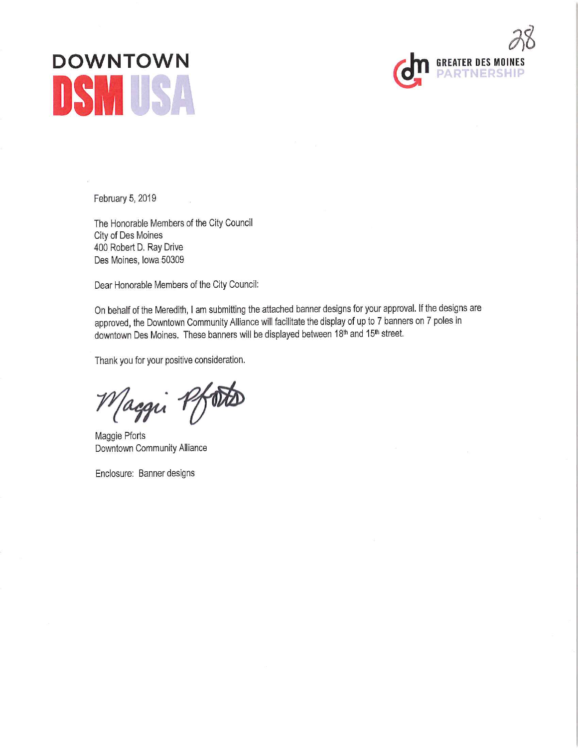DOWNTOWN

DSM USA

GREATER DES MOINES PARTNERSHIP

28

February 5, 2019

The Honorable Members of the City Council
City of Des Moines
400 Robert D. Ray Drive
Des Moines, Iowa 50309

Dear Honorable Members of the City Council:

On behalf of the Meredith, I am submitting the attached banner designs for your approval. If the designs are approved, the Downtown Community Alliance will facilitate the display of up to 7 banners on 7 poles in downtown Des Moines. These banners will be displayed between 18th and 15th street.

Thank you for your positive consideration.

Maggie Pforts

Maggie Pforts
Downtown Community Alliance

Enclosure: Banner designs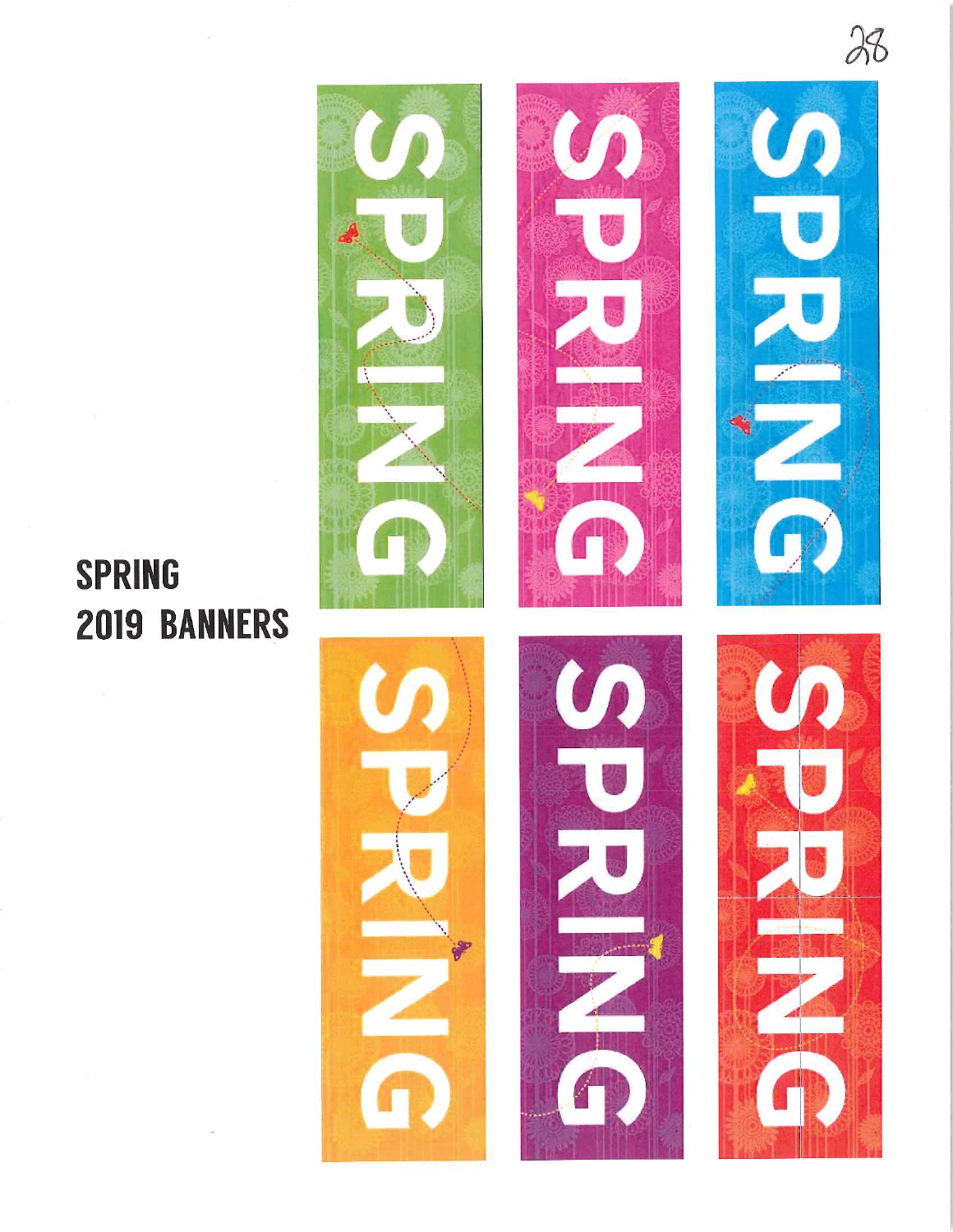**SPRING 2019 BANNERS**

SPRING

SPRING

SPRING

SPRING

SPRING

SPRING